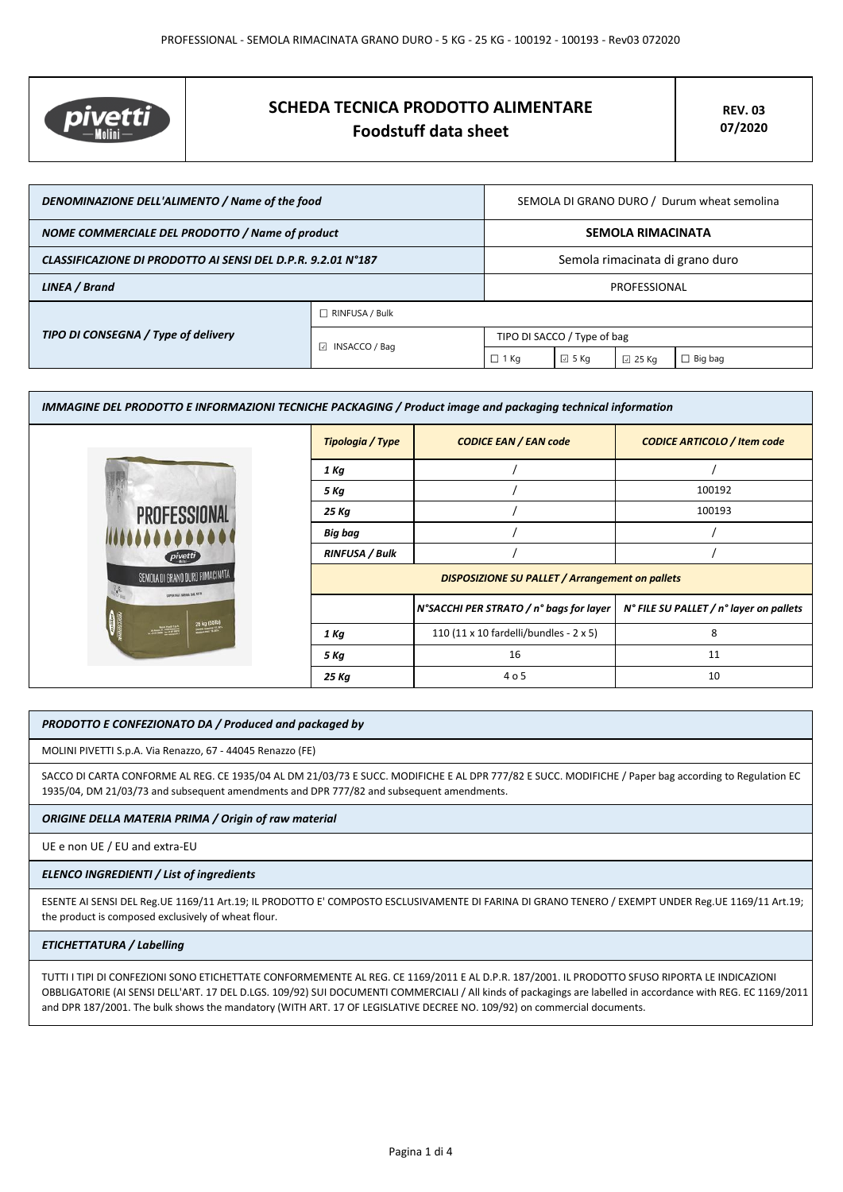| pivetti Molini | SCHEDA TECNICA PRODOTTO ALIMENTARE<br>Foodstuff data sheet | REV. 03<br>07/2020 |
| --- | --- | --- |

| | | | | | |
| --- | --- | --- | --- | --- | --- |
| ***DENOMINAZIONE DELL'ALIMENTO / Name of the food*** | | SEMOLA DI GRANO DURO / Durum wheat semolina | | | |
| ***NOME COMMERCIALE DEL PRODOTTO / Name of product*** | | **SEMOLA RIMACINATA** | | | |
| ***CLASSIFICAZIONE DI PRODOTTO AI SENSI DEL D.P.R. 9.2.01 N°187*** | | Semola rimacinata di grano duro | | | |
| ***LINEA / Brand*** | | PROFESSIONAL | | | |
| ***TIPO DI CONSEGNA / Type of delivery*** | ☐ RINFUSA / Bulk | | | | |
| | ☑ INSACCO / Bag | TIPO DI SACCO / Type of bag | | | |
| | | ☐ 1 Kg | ☑ 5 Kg | ☑ 25 Kg | ☐ Big bag |

***IMMAGINE DEL PRODOTTO E INFORMAZIONI TECNICHE PACKAGING / Product image and packaging technical information***

| ***Tipologia / Type*** | ***CODICE EAN / EAN code*** | ***CODICE ARTICOLO / Item code*** |
| --- | --- | --- |
| ***1 Kg*** | / | / |
| ***5 Kg*** | / | 100192 |
| ***25 Kg*** | / | 100193 |
| ***Big bag*** | / | / |
| ***RINFUSA / Bulk*** | / | / |
| ***DISPOSIZIONE SU PALLET / Arrangement on pallets*** | | |
| | ***N°SACCHI PER STRATO / n° bags for layer*** | ***N° FILE SU PALLET / n° layer on pallets*** |
| ***1 Kg*** | 110 (11 x 10 fardelli/bundles - 2 x 5) | 8 |
| ***5 Kg*** | 16 | 11 |
| ***25 Kg*** | 4 o 5 | 10 |

***PRODOTTO E CONFEZIONATO DA / Produced and packaged by***

MOLINI PIVETTI S.p.A. Via Renazzo, 67 - 44045 Renazzo (FE)

SACCO DI CARTA CONFORME AL REG. CE 1935/04 AL DM 21/03/73 E SUCC. MODIFICHE E AL DPR 777/82 E SUCC. MODIFICHE / Paper bag according to Regulation EC 1935/04, DM 21/03/73 and subsequent amendments and DPR 777/82 and subsequent amendments.

***ORIGINE DELLA MATERIA PRIMA / Origin of raw material***

UE e non UE / EU and extra-EU

***ELENCO INGREDIENTI / List of ingredients***

ESENTE AI SENSI DEL Reg.UE 1169/11 Art.19; IL PRODOTTO E' COMPOSTO ESCLUSIVAMENTE DI FARINA DI GRANO TENERO / EXEMPT UNDER Reg.UE 1169/11 Art.19; the product is composed exclusively of wheat flour.

***ETICHETTATURA / Labelling***

TUTTI I TIPI DI CONFEZIONI SONO ETICHETTATE CONFORMEMENTE AL REG. CE 1169/2011 E AL D.P.R. 187/2001. IL PRODOTTO SFUSO RIPORTA LE INDICAZIONI OBBLIGATORIE (AI SENSI DELL'ART. 17 DEL D.LGS. 109/92) SUI DOCUMENTI COMMERCIALI / All kinds of packagings are labelled in accordance with REG. EC 1169/2011 and DPR 187/2001. The bulk shows the mandatory (WITH ART. 17 OF LEGISLATIVE DECREE NO. 109/92) on commercial documents.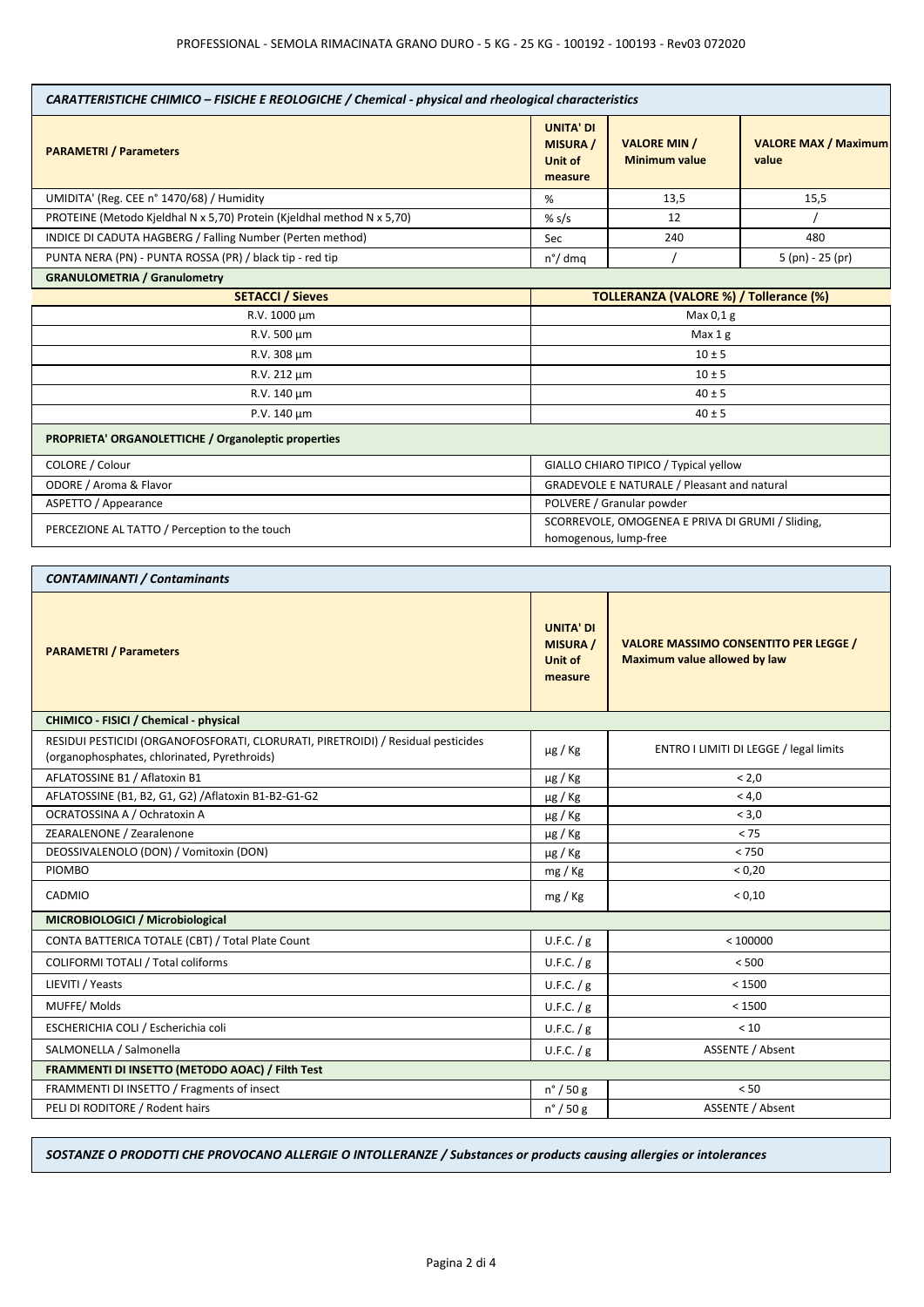| *CARATTERISTICHE CHIMICO – FISICHE E REOLOGICHE / Chemical - physical and rheological characteristics* | | | |
|---|---|---|---|
| **PARAMETRI / Parameters** | **UNITA' DI MISURA / Unit of measure** | **VALORE MIN / Minimum value** | **VALORE MAX / Maximum value** |
| UMIDITA' (Reg. CEE n° 1470/68) / Humidity | % | 13,5 | 15,5 |
| PROTEINE (Metodo Kjeldhal N x 5,70) Protein (Kjeldhal method N x 5,70) | % s/s | 12 | / |
| INDICE DI CADUTA HAGBERG / Falling Number (Perten method) | Sec | 240 | 480 |
| PUNTA NERA (PN) - PUNTA ROSSA (PR) / black tip - red tip | n°/ dmq | / | 5 (pn) - 25 (pr) |

**GRANULOMETRIA / Granulometry**

| **SETACCI / Sieves** | **TOLLERANZA (VALORE %) / Tollerance (%)** |
|---|---|
| R.V. 1000 µm | Max 0,1 g |
| R.V. 500 µm | Max 1 g |
| R.V. 308 µm | 10 ± 5 |
| R.V. 212 µm | 10 ± 5 |
| R.V. 140 µm | 40 ± 5 |
| P.V. 140 µm | 40 ± 5 |

**PROPRIETA' ORGANOLETTICHE / Organoleptic properties**

| | |
|---|---|
| COLORE / Colour | GIALLO CHIARO TIPICO / Typical yellow |
| ODORE / Aroma & Flavor | GRADEVOLE E NATURALE / Pleasant and natural |
| ASPETTO / Appearance | POLVERE / Granular powder |
| PERCEZIONE AL TATTO / Perception to the touch | SCORREVOLE, OMOGENEA E PRIVA DI GRUMI / Sliding, homogenous, lump-free |

| *CONTAMINANTI / Contaminants* | | |
|---|---|---|
| **PARAMETRI / Parameters** | **UNITA' DI MISURA / Unit of measure** | **VALORE MASSIMO CONSENTITO PER LEGGE / Maximum value allowed by law** |
| **CHIMICO - FISICI / Chemical - physical** | | |
| RESIDUI PESTICIDI (ORGANOFOSFORATI, CLORURATI, PIRETROIDI) / Residual pesticides (organophosphates, chlorinated, Pyrethroids) | µg / Kg | ENTRO I LIMITI DI LEGGE / legal limits |
| AFLATOSSINE B1 / Aflatoxin B1 | µg / Kg | < 2,0 |
| AFLATOSSINE (B1, B2, G1, G2) /Aflatoxin B1-B2-G1-G2 | µg / Kg | < 4,0 |
| OCRATOSSINA A / Ochratoxin A | µg / Kg | < 3,0 |
| ZEARALENONE / Zearalenone | µg / Kg | < 75 |
| DEOSSIVALENOLO (DON) / Vomitoxin (DON) | µg / Kg | < 750 |
| PIOMBO | mg / Kg | < 0,20 |
| CADMIO | mg / Kg | < 0,10 |
| **MICROBIOLOGICI / Microbiological** | | |
| CONTA BATTERICA TOTALE (CBT) / Total Plate Count | U.F.C. / g | < 100000 |
| COLIFORMI TOTALI / Total coliforms | U.F.C. / g | < 500 |
| LIEVITI / Yeasts | U.F.C. / g | < 1500 |
| MUFFE/ Molds | U.F.C. / g | < 1500 |
| ESCHERICHIA COLI / Escherichia coli | U.F.C. / g | < 10 |
| SALMONELLA / Salmonella | U.F.C. / g | ASSENTE / Absent |
| **FRAMMENTI DI INSETTO (METODO AOAC) / Filth Test** | | |
| FRAMMENTI DI INSETTO / Fragments of insect | n° / 50 g | < 50 |
| PELI DI RODITORE / Rodent hairs | n° / 50 g | ASSENTE / Absent |

*SOSTANZE O PRODOTTI CHE PROVOCANO ALLERGIE O INTOLLERANZE / Substances or products causing allergies or intolerances*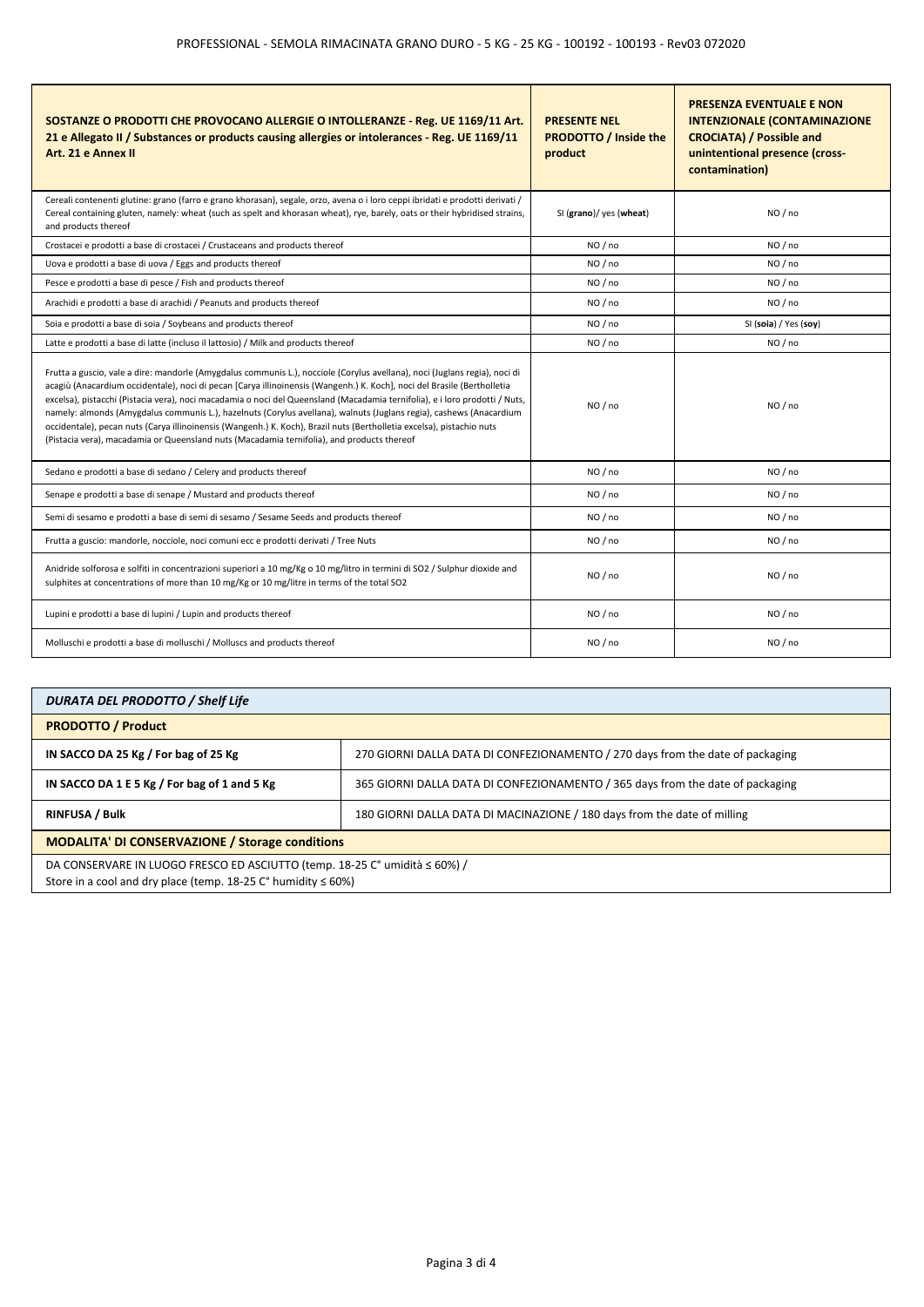| SOSTANZE O PRODOTTI CHE PROVOCANO ALLERGIE O INTOLLERANZE - Reg. UE 1169/11 Art. 21 e Allegato II / Substances or products causing allergies or intolerances - Reg. UE 1169/11 Art. 21 e Annex II | PRESENTE NEL PRODOTTO / Inside the product | PRESENZA EVENTUALE E NON INTENZIONALE (CONTAMINAZIONE CROCIATA) / Possible and unintentional presence (cross-contamination) |
|---|---|---|
| Cereali contenenti glutine: grano (farro e grano khorasan), segale, orzo, avena o i loro ceppi ibridati e prodotti derivati / Cereal containing gluten, namely: wheat (such as spelt and khorasan wheat), rye, barely, oats or their hybridised strains, and products thereof | SI (**grano**)/ yes (**wheat**) | NO / no |
| Crostacei e prodotti a base di crostacei / Crustaceans and products thereof | NO / no | NO / no |
| Uova e prodotti a base di uova / Eggs and products thereof | NO / no | NO / no |
| Pesce e prodotti a base di pesce / Fish and products thereof | NO / no | NO / no |
| Arachidi e prodotti a base di arachidi / Peanuts and products thereof | NO / no | NO / no |
| Soia e prodotti a base di soia / Soybeans and products thereof | NO / no | SI (**soia**) / Yes (**soy**) |
| Latte e prodotti a base di latte (incluso il lattosio) / Milk and products thereof | NO / no | NO / no |
| Frutta a guscio, vale a dire: mandorle (Amygdalus communis L.), nocciole (Corylus avellana), noci (Juglans regia), noci di acagiù (Anacardium occidentale), noci di pecan [Carya illinoinensis (Wangenh.) K. Koch], noci del Brasile (Bertholletia excelsa), pistacchi (Pistacia vera), noci macadamia o noci del Queensland (Macadamia ternifolia), e i loro prodotti / Nuts, namely: almonds (Amygdalus communis L.), hazelnuts (Corylus avellana), walnuts (Juglans regia), cashews (Anacardium occidentale), pecan nuts (Carya illinoinensis (Wangenh.) K. Koch), Brazil nuts (Bertholletia excelsa), pistachio nuts (Pistacia vera), macadamia or Queensland nuts (Macadamia ternifolia), and products thereof | NO / no | NO / no |
| Sedano e prodotti a base di sedano / Celery and products thereof | NO / no | NO / no |
| Senape e prodotti a base di senape / Mustard and products thereof | NO / no | NO / no |
| Semi di sesamo e prodotti a base di semi di sesamo / Sesame Seeds and products thereof | NO / no | NO / no |
| Frutta a guscio: mandorle, nocciole, noci comuni ecc e prodotti derivati / Tree Nuts | NO / no | NO / no |
| Anidride solforosa e solfiti in concentrazioni superiori a 10 mg/Kg o 10 mg/litro in termini di SO2 / Sulphur dioxide and sulphites at concentrations of more than 10 mg/Kg or 10 mg/litre in terms of the total SO2 | NO / no | NO / no |
| Lupini e prodotti a base di lupini / Lupin and products thereof | NO / no | NO / no |
| Molluschi e prodotti a base di molluschi / Molluscs and products thereof | NO / no | NO / no |

| *DURATA DEL PRODOTTO / Shelf Life* | |
|---|---|
| **PRODOTTO / Product** | |
| **IN SACCO DA 25 Kg / For bag of 25 Kg** | 270 GIORNI DALLA DATA DI CONFEZIONAMENTO / 270 days from the date of packaging |
| **IN SACCO DA 1 E 5 Kg / For bag of 1 and 5 Kg** | 365 GIORNI DALLA DATA DI CONFEZIONAMENTO / 365 days from the date of packaging |
| **RINFUSA / Bulk** | 180 GIORNI DALLA DATA DI MACINAZIONE / 180 days from the date of milling |
| **MODALITA' DI CONSERVAZIONE / Storage conditions** | |
| DA CONSERVARE IN LUOGO FRESCO ED ASCIUTTO (temp. 18-25 C° umidità ≤ 60%) / Store in a cool and dry place (temp. 18-25 C° humidity ≤ 60%) | |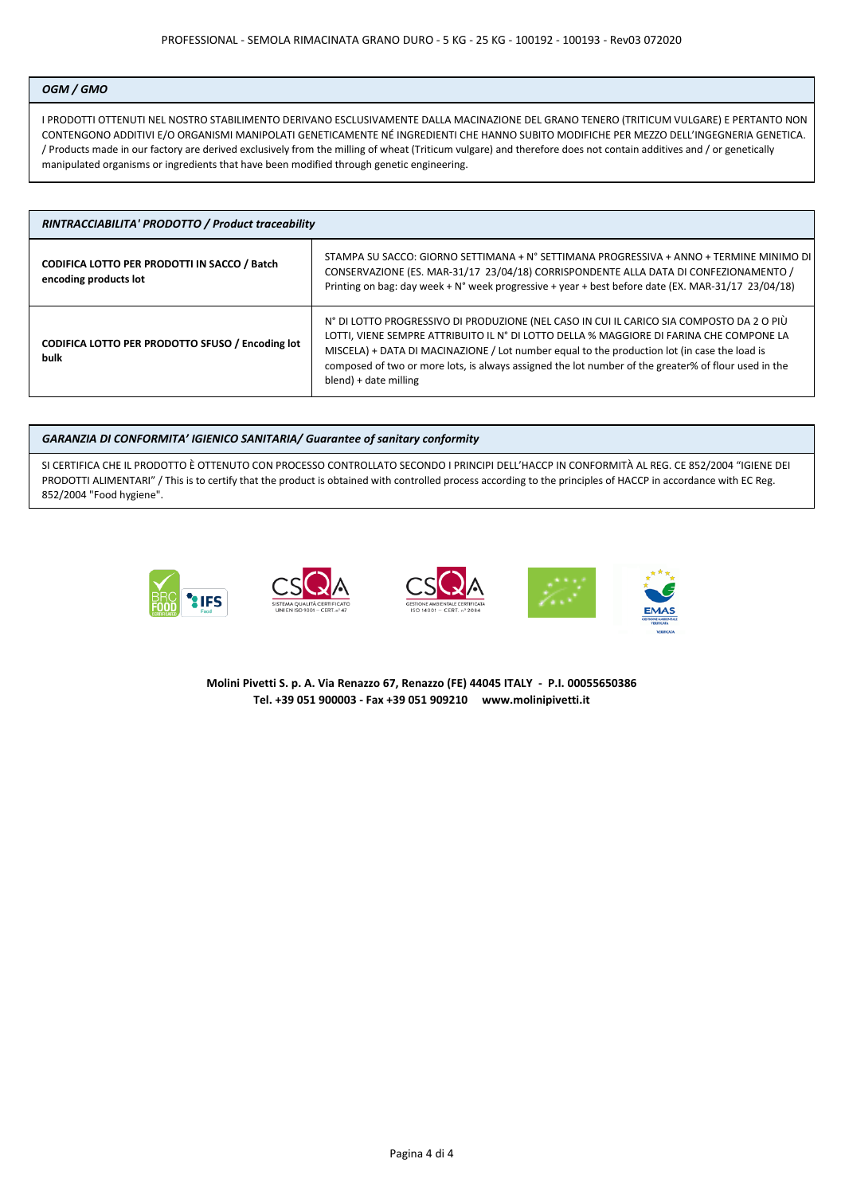### *OGM / GMO*

I PRODOTTI OTTENUTI NEL NOSTRO STABILIMENTO DERIVANO ESCLUSIVAMENTE DALLA MACINAZIONE DEL GRANO TENERO (TRITICUM VULGARE) E PERTANTO NON CONTENGONO ADDITIVI E/O ORGANISMI MANIPOLATI GENETICAMENTE NÉ INGREDIENTI CHE HANNO SUBITO MODIFICHE PER MEZZO DELL'INGEGNERIA GENETICA. / Products made in our factory are derived exclusively from the milling of wheat (Triticum vulgare) and therefore does not contain additives and / or genetically manipulated organisms or ingredients that have been modified through genetic engineering.

### *RINTRACCIABILITA' PRODOTTO / Product traceability*

| | |
|---|---|
| **CODIFICA LOTTO PER PRODOTTI IN SACCO / Batch encoding products lot** | STAMPA SU SACCO: GIORNO SETTIMANA + N° SETTIMANA PROGRESSIVA + ANNO + TERMINE MINIMO DI CONSERVAZIONE (ES. MAR-31/17 23/04/18) CORRISPONDENTE ALLA DATA DI CONFEZIONAMENTO / Printing on bag: day week + N° week progressive + year + best before date (EX. MAR-31/17 23/04/18) |
| **CODIFICA LOTTO PER PRODOTTO SFUSO / Encoding lot bulk** | N° DI LOTTO PROGRESSIVO DI PRODUZIONE (NEL CASO IN CUI IL CARICO SIA COMPOSTO DA 2 O PIÙ LOTTI, VIENE SEMPRE ATTRIBUITO IL N° DI LOTTO DELLA % MAGGIORE DI FARINA CHE COMPONE LA MISCELA) + DATA DI MACINAZIONE / Lot number equal to the production lot (in case the load is composed of two or more lots, is always assigned the lot number of the greater% of flour used in the blend) + date milling |

### *GARANZIA DI CONFORMITA' IGIENICO SANITARIA/ Guarantee of sanitary conformity*

SI CERTIFICA CHE IL PRODOTTO È OTTENUTO CON PROCESSO CONTROLLATO SECONDO I PRINCIPI DELL'HACCP IN CONFORMITÀ AL REG. CE 852/2004 "IGIENE DEI PRODOTTI ALIMENTARI" / This is to certify that the product is obtained with controlled process according to the principles of HACCP in accordance with EC Reg. 852/2004 "Food hygiene".

BRC FOOD CERTIFICATED · IFS Food · CSQA SISTEMA QUALITÀ CERTIFICATO UNI EN ISO 9001 – CERT. n° 47 · CSQA GESTIONE AMBIENTALE CERTIFICATA ISO 14001 – CERT. n° 2064 · EMAS GESTIONE AMBIENTALE VERIFICATA

**Molini Pivetti S. p. A. Via Renazzo 67, Renazzo (FE) 44045 ITALY - P.I. 00055650386**
**Tel. +39 051 900003 - Fax +39 051 909210 www.molinipivetti.it**